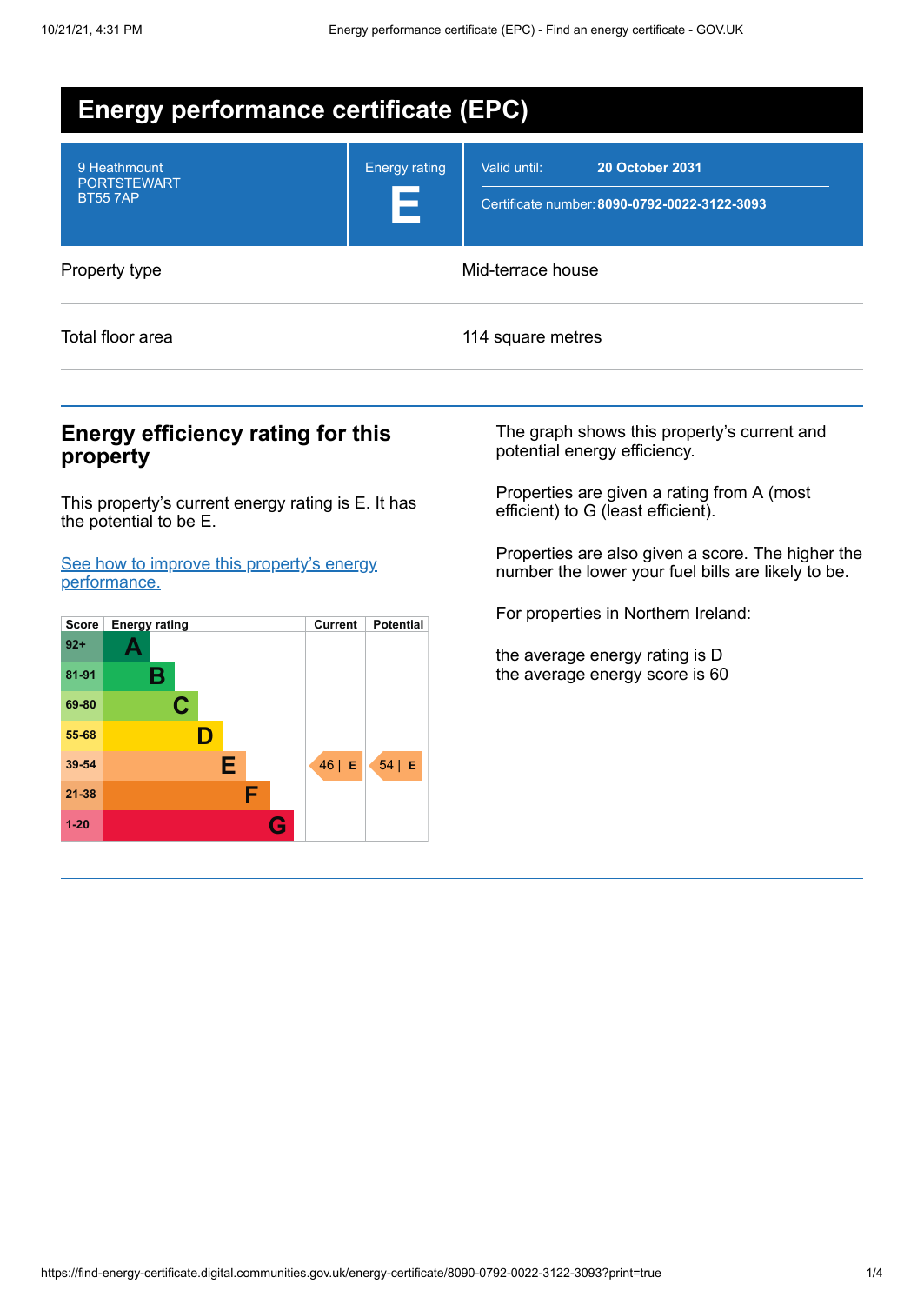# Energy performance certificate (EPC)

| | | |
|---|---|---|
| 9 Heathmount<br>PORTSTEWART<br>BT55 7AP | Energy rating<br>**E** | Valid until: **20 October 2031**<br>Certificate number: **8090-0792-0022-3122-3093** |

| | |
|---|---|
| Property type | Mid-terrace house |
| Total floor area | 114 square metres |

## Energy efficiency rating for this property

This property's current energy rating is E. It has the potential to be E.

[See how to improve this property's energy performance.](#)

| Score | Energy rating | Current | Potential |
|---|---|---|---|
| 92+ | A | | |
| 81-91 | B | | |
| 69-80 | C | | |
| 55-68 | D | | |
| 39-54 | E | 46 \| E | 54 \| E |
| 21-38 | F | | |
| 1-20 | G | | |

The graph shows this property's current and potential energy efficiency.

Properties are given a rating from A (most efficient) to G (least efficient).

Properties are also given a score. The higher the number the lower your fuel bills are likely to be.

For properties in Northern Ireland:

the average energy rating is D
the average energy score is 60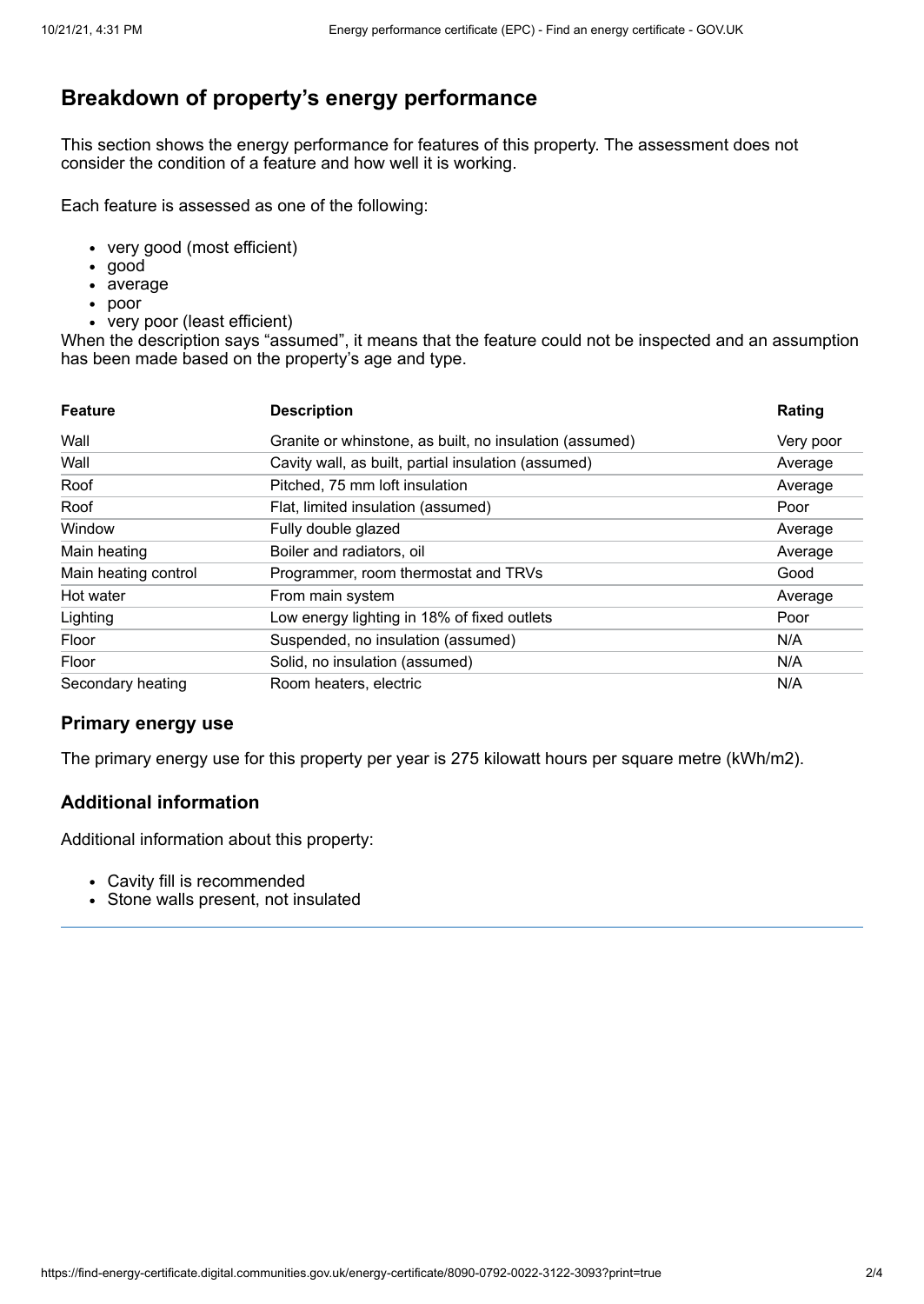## Breakdown of property's energy performance

This section shows the energy performance for features of this property. The assessment does not consider the condition of a feature and how well it is working.

Each feature is assessed as one of the following:

- very good (most efficient)
- good
- average
- poor
- very poor (least efficient)

When the description says "assumed", it means that the feature could not be inspected and an assumption has been made based on the property's age and type.

| Feature | Description | Rating |
| --- | --- | --- |
| Wall | Granite or whinstone, as built, no insulation (assumed) | Very poor |
| Wall | Cavity wall, as built, partial insulation (assumed) | Average |
| Roof | Pitched, 75 mm loft insulation | Average |
| Roof | Flat, limited insulation (assumed) | Poor |
| Window | Fully double glazed | Average |
| Main heating | Boiler and radiators, oil | Average |
| Main heating control | Programmer, room thermostat and TRVs | Good |
| Hot water | From main system | Average |
| Lighting | Low energy lighting in 18% of fixed outlets | Poor |
| Floor | Suspended, no insulation (assumed) | N/A |
| Floor | Solid, no insulation (assumed) | N/A |
| Secondary heating | Room heaters, electric | N/A |

### Primary energy use

The primary energy use for this property per year is 275 kilowatt hours per square metre (kWh/m2).

### Additional information

Additional information about this property:

- Cavity fill is recommended
- Stone walls present, not insulated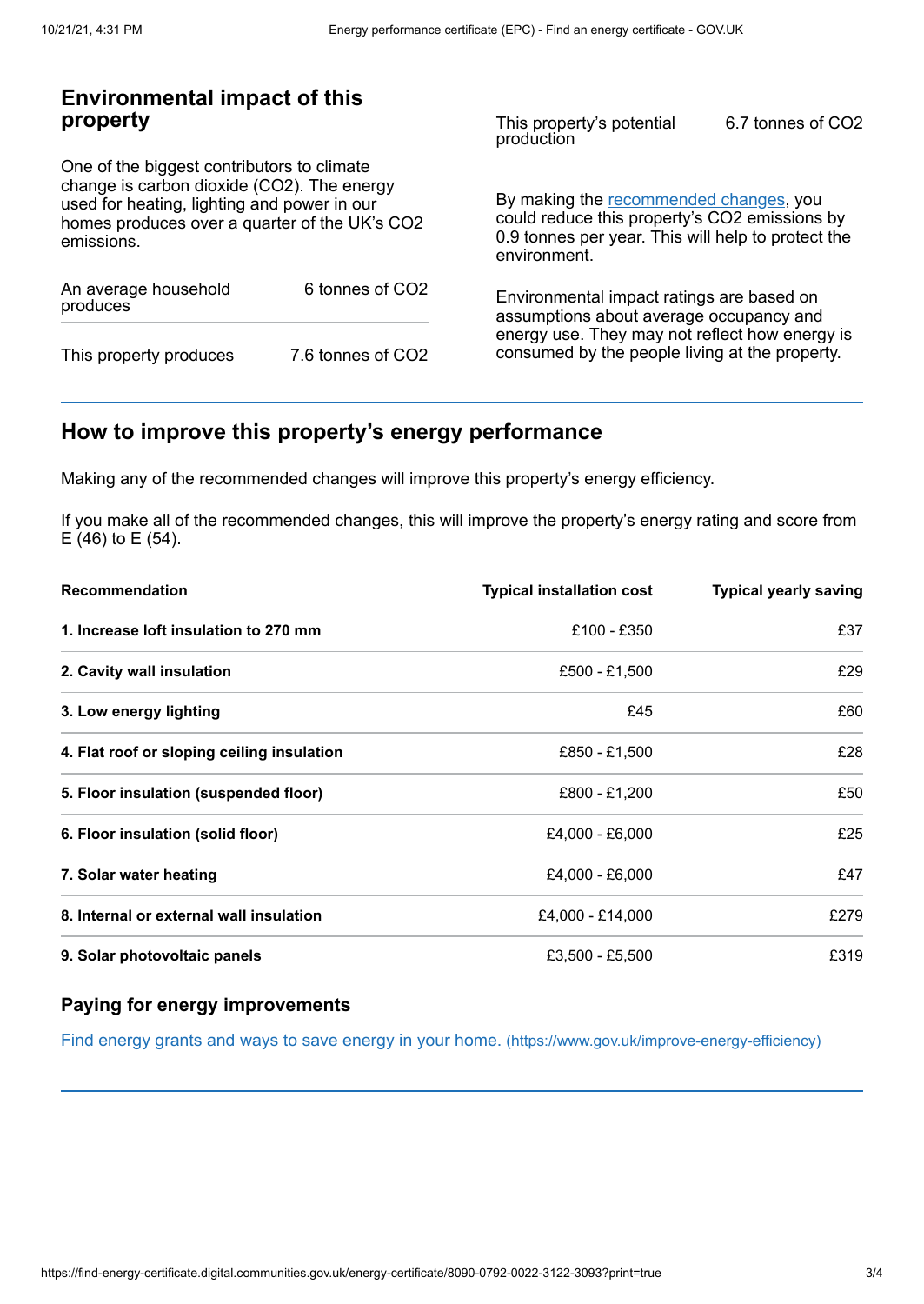## Environmental impact of this property

One of the biggest contributors to climate change is carbon dioxide ($CO_2$). The energy used for heating, lighting and power in our homes produces over a quarter of the UK's $CO_2$ emissions.

| | |
|---|---|
| An average household produces | 6 tonnes of $CO_2$ |
| This property produces | 7.6 tonnes of $CO_2$ |
| This property's potential production | 6.7 tonnes of $CO_2$ |

By making the recommended changes, you could reduce this property's $CO_2$ emissions by 0.9 tonnes per year. This will help to protect the environment.

Environmental impact ratings are based on assumptions about average occupancy and energy use. They may not reflect how energy is consumed by the people living at the property.

## How to improve this property's energy performance

Making any of the recommended changes will improve this property's energy efficiency.

If you make all of the recommended changes, this will improve the property's energy rating and score from E (46) to E (54).

| Recommendation | Typical installation cost | Typical yearly saving |
|---|---|---|
| **1. Increase loft insulation to 270 mm** | £100 - £350 | £37 |
| **2. Cavity wall insulation** | £500 - £1,500 | £29 |
| **3. Low energy lighting** | £45 | £60 |
| **4. Flat roof or sloping ceiling insulation** | £850 - £1,500 | £28 |
| **5. Floor insulation (suspended floor)** | £800 - £1,200 | £50 |
| **6. Floor insulation (solid floor)** | £4,000 - £6,000 | £25 |
| **7. Solar water heating** | £4,000 - £6,000 | £47 |
| **8. Internal or external wall insulation** | £4,000 - £14,000 | £279 |
| **9. Solar photovoltaic panels** | £3,500 - £5,500 | £319 |

### Paying for energy improvements

[Find energy grants and ways to save energy in your home. (https://www.gov.uk/improve-energy-efficiency)](https://www.gov.uk/improve-energy-efficiency)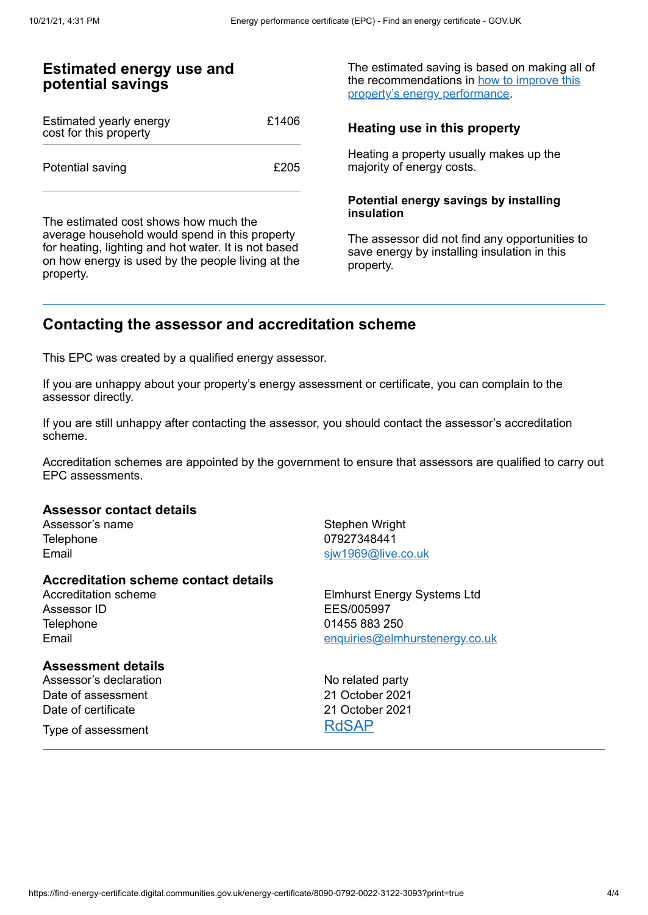## Estimated energy use and potential savings

| | |
|---|---|
| Estimated yearly energy cost for this property | £1406 |
| Potential saving | £205 |

The estimated cost shows how much the average household would spend in this property for heating, lighting and hot water. It is not based on how energy is used by the people living at the property.

The estimated saving is based on making all of the recommendations in [how to improve this property's energy performance](#).

### Heating use in this property

Heating a property usually makes up the majority of energy costs.

#### Potential energy savings by installing insulation

The assessor did not find any opportunities to save energy by installing insulation in this property.

## Contacting the assessor and accreditation scheme

This EPC was created by a qualified energy assessor.

If you are unhappy about your property's energy assessment or certificate, you can complain to the assessor directly.

If you are still unhappy after contacting the assessor, you should contact the assessor's accreditation scheme.

Accreditation schemes are appointed by the government to ensure that assessors are qualified to carry out EPC assessments.

### Assessor contact details

| | |
|---|---|
| Assessor's name | Stephen Wright |
| Telephone | 07927348441 |
| Email | sjw1969@live.co.uk |

### Accreditation scheme contact details

| | |
|---|---|
| Accreditation scheme | Elmhurst Energy Systems Ltd |
| Assessor ID | EES/005997 |
| Telephone | 01455 883 250 |
| Email | enquiries@elmhurstenergy.co.uk |

### Assessment details

| | |
|---|---|
| Assessor's declaration | No related party |
| Date of assessment | 21 October 2021 |
| Date of certificate | 21 October 2021 |
| Type of assessment | RdSAP |